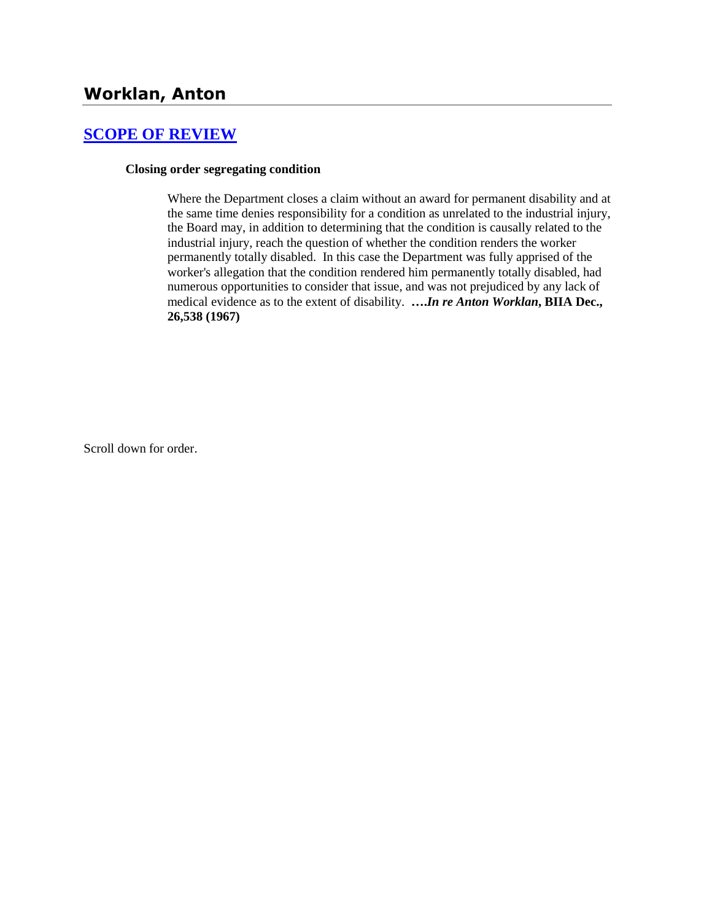# Worklan, Anton

## [SCOPE OF REVIEW](#)

**Closing order segregating condition**

> Where the Department closes a claim without an award for permanent disability and at the same time denies responsibility for a condition as unrelated to the industrial injury, the Board may, in addition to determining that the condition is causally related to the industrial injury, reach the question of whether the condition renders the worker permanently totally disabled. In this case the Department was fully apprised of the worker's allegation that the condition rendered him permanently totally disabled, had numerous opportunities to consider that issue, and was not prejudiced by any lack of medical evidence as to the extent of disability. **….*In re Anton Worklan*, BIIA Dec., 26,538 (1967)**

Scroll down for order.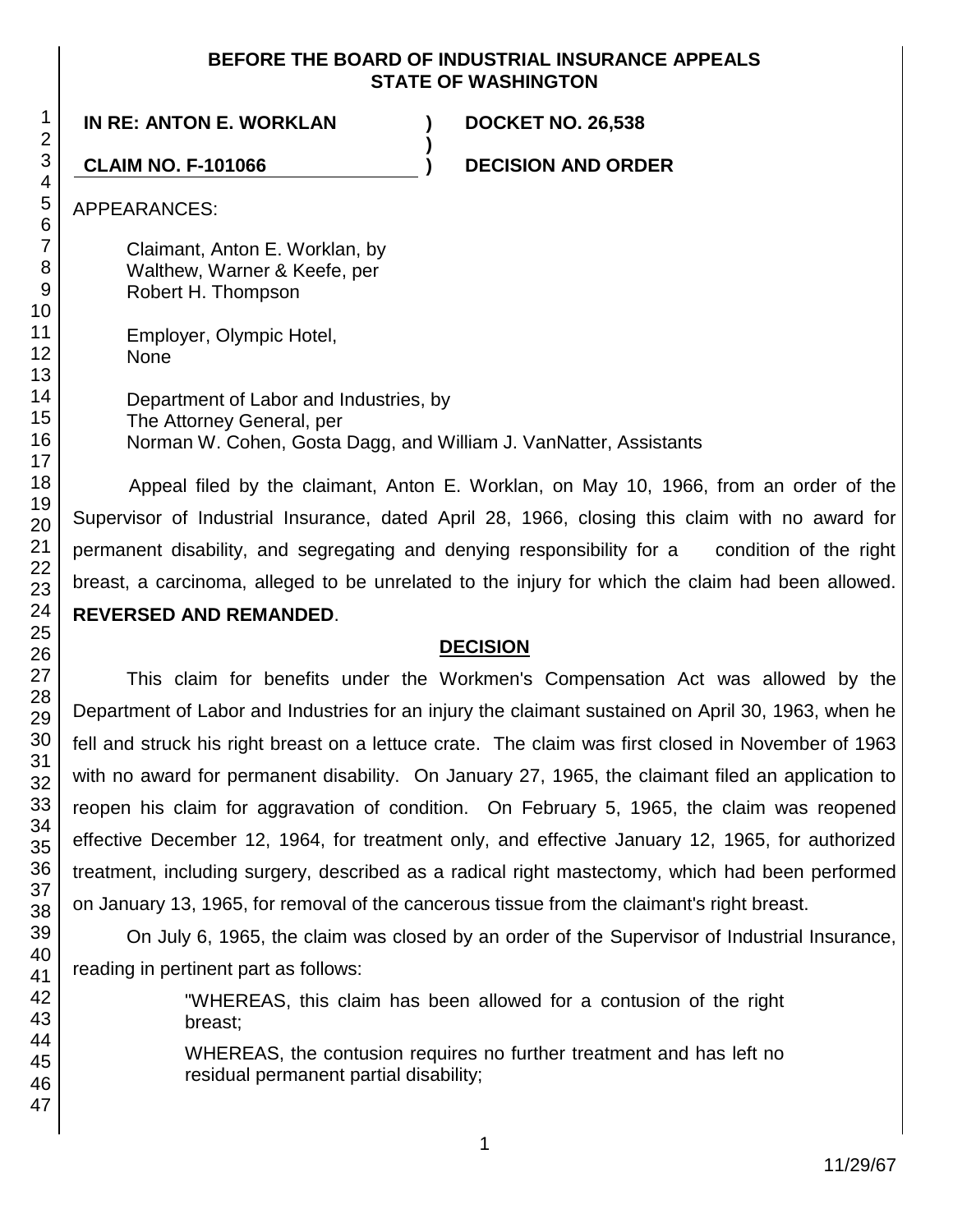**BEFORE THE BOARD OF INDUSTRIAL INSURANCE APPEALS**
**STATE OF WASHINGTON**

**IN RE: ANTON E. WORKLAN** ) **DOCKET NO. 26,538**
)
**CLAIM NO. F-101066** ) **DECISION AND ORDER**

APPEARANCES:

Claimant, Anton E. Worklan, by
Walthew, Warner & Keefe, per
Robert H. Thompson

Employer, Olympic Hotel,
None

Department of Labor and Industries, by
The Attorney General, per
Norman W. Cohen, Gosta Dagg, and William J. VanNatter, Assistants

Appeal filed by the claimant, Anton E. Worklan, on May 10, 1966, from an order of the Supervisor of Industrial Insurance, dated April 28, 1966, closing this claim with no award for permanent disability, and segregating and denying responsibility for a condition of the right breast, a carcinoma, alleged to be unrelated to the injury for which the claim had been allowed. **REVERSED AND REMANDED**.

## DECISION

This claim for benefits under the Workmen's Compensation Act was allowed by the Department of Labor and Industries for an injury the claimant sustained on April 30, 1963, when he fell and struck his right breast on a lettuce crate. The claim was first closed in November of 1963 with no award for permanent disability. On January 27, 1965, the claimant filed an application to reopen his claim for aggravation of condition. On February 5, 1965, the claim was reopened effective December 12, 1964, for treatment only, and effective January 12, 1965, for authorized treatment, including surgery, described as a radical right mastectomy, which had been performed on January 13, 1965, for removal of the cancerous tissue from the claimant's right breast.

On July 6, 1965, the claim was closed by an order of the Supervisor of Industrial Insurance, reading in pertinent part as follows:

> "WHEREAS, this claim has been allowed for a contusion of the right breast;
>
> WHEREAS, the contusion requires no further treatment and has left no residual permanent partial disability;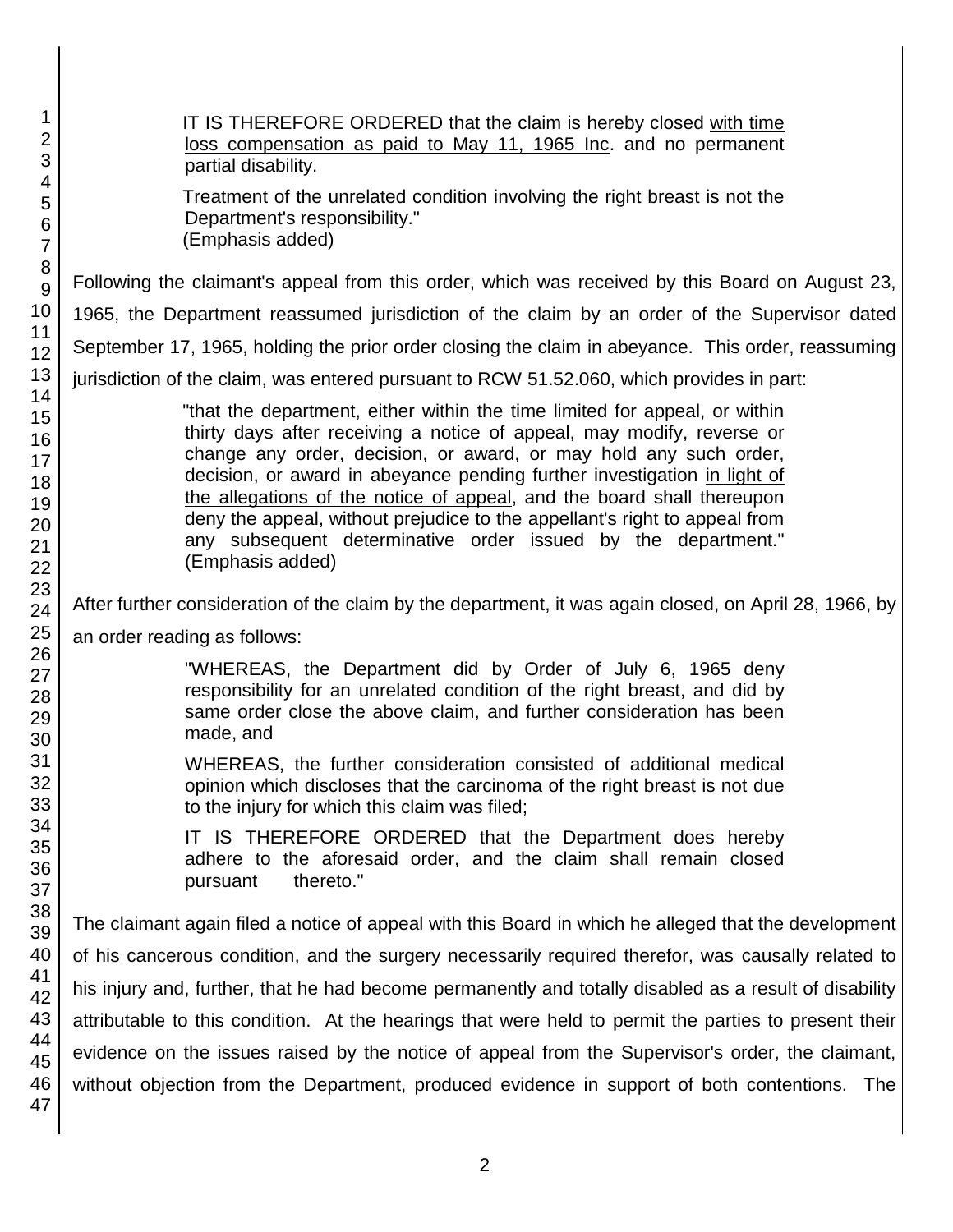> IT IS THEREFORE ORDERED that the claim is hereby closed <u>with time loss compensation as paid to May 11, 1965 Inc</u>. and no permanent partial disability.
>
> Treatment of the unrelated condition involving the right breast is not the Department's responsibility."
> (Emphasis added)

Following the claimant's appeal from this order, which was received by this Board on August 23, 1965, the Department reassumed jurisdiction of the claim by an order of the Supervisor dated September 17, 1965, holding the prior order closing the claim in abeyance. This order, reassuming jurisdiction of the claim, was entered pursuant to RCW 51.52.060, which provides in part:

> "that the department, either within the time limited for appeal, or within thirty days after receiving a notice of appeal, may modify, reverse or change any order, decision, or award, or may hold any such order, decision, or award in abeyance pending further investigation <u>in light of the allegations of the notice of appeal</u>, and the board shall thereupon deny the appeal, without prejudice to the appellant's right to appeal from any subsequent determinative order issued by the department." (Emphasis added)

After further consideration of the claim by the department, it was again closed, on April 28, 1966, by an order reading as follows:

> "WHEREAS, the Department did by Order of July 6, 1965 deny responsibility for an unrelated condition of the right breast, and did by same order close the above claim, and further consideration has been made, and
>
> WHEREAS, the further consideration consisted of additional medical opinion which discloses that the carcinoma of the right breast is not due to the injury for which this claim was filed;
>
> IT IS THEREFORE ORDERED that the Department does hereby adhere to the aforesaid order, and the claim shall remain closed pursuant thereto."

The claimant again filed a notice of appeal with this Board in which he alleged that the development of his cancerous condition, and the surgery necessarily required therefor, was causally related to his injury and, further, that he had become permanently and totally disabled as a result of disability attributable to this condition. At the hearings that were held to permit the parties to present their evidence on the issues raised by the notice of appeal from the Supervisor's order, the claimant, without objection from the Department, produced evidence in support of both contentions. The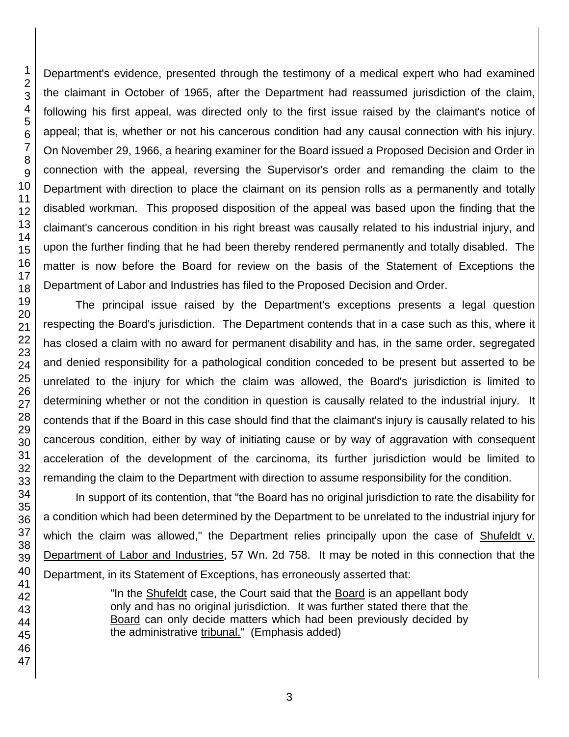Department's evidence, presented through the testimony of a medical expert who had examined the claimant in October of 1965, after the Department had reassumed jurisdiction of the claim, following his first appeal, was directed only to the first issue raised by the claimant's notice of appeal; that is, whether or not his cancerous condition had any causal connection with his injury. On November 29, 1966, a hearing examiner for the Board issued a Proposed Decision and Order in connection with the appeal, reversing the Supervisor's order and remanding the claim to the Department with direction to place the claimant on its pension rolls as a permanently and totally disabled workman. This proposed disposition of the appeal was based upon the finding that the claimant's cancerous condition in his right breast was causally related to his industrial injury, and upon the further finding that he had been thereby rendered permanently and totally disabled. The matter is now before the Board for review on the basis of the Statement of Exceptions the Department of Labor and Industries has filed to the Proposed Decision and Order.

The principal issue raised by the Department's exceptions presents a legal question respecting the Board's jurisdiction. The Department contends that in a case such as this, where it has closed a claim with no award for permanent disability and has, in the same order, segregated and denied responsibility for a pathological condition conceded to be present but asserted to be unrelated to the injury for which the claim was allowed, the Board's jurisdiction is limited to determining whether or not the condition in question is causally related to the industrial injury. It contends that if the Board in this case should find that the claimant's injury is causally related to his cancerous condition, either by way of initiating cause or by way of aggravation with consequent acceleration of the development of the carcinoma, its further jurisdiction would be limited to remanding the claim to the Department with direction to assume responsibility for the condition.

In support of its contention, that "the Board has no original jurisdiction to rate the disability for a condition which had been determined by the Department to be unrelated to the industrial injury for which the claim was allowed," the Department relies principally upon the case of Shufeldt v. Department of Labor and Industries, 57 Wn. 2d 758. It may be noted in this connection that the Department, in its Statement of Exceptions, has erroneously asserted that:

> "In the Shufeldt case, the Court said that the Board is an appellant body only and has no original jurisdiction. It was further stated there that the Board can only decide matters which had been previously decided by the administrative tribunal." (Emphasis added)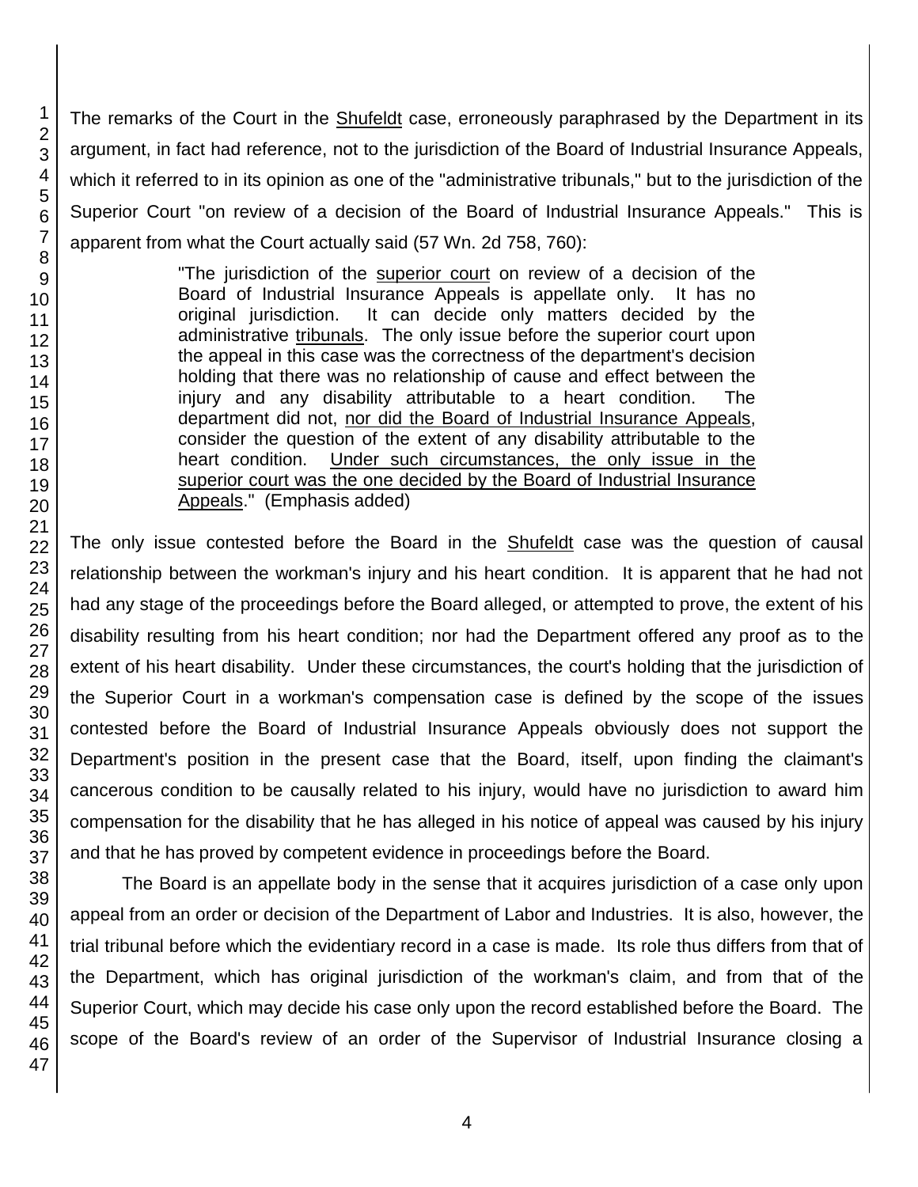The remarks of the Court in the Shufeldt case, erroneously paraphrased by the Department in its argument, in fact had reference, not to the jurisdiction of the Board of Industrial Insurance Appeals, which it referred to in its opinion as one of the "administrative tribunals," but to the jurisdiction of the Superior Court "on review of a decision of the Board of Industrial Insurance Appeals." This is apparent from what the Court actually said (57 Wn. 2d 758, 760):

> "The jurisdiction of the superior court on review of a decision of the Board of Industrial Insurance Appeals is appellate only. It has no original jurisdiction. It can decide only matters decided by the administrative tribunals. The only issue before the superior court upon the appeal in this case was the correctness of the department's decision holding that there was no relationship of cause and effect between the injury and any disability attributable to a heart condition. The department did not, nor did the Board of Industrial Insurance Appeals, consider the question of the extent of any disability attributable to the heart condition. Under such circumstances, the only issue in the superior court was the one decided by the Board of Industrial Insurance Appeals." (Emphasis added)

The only issue contested before the Board in the Shufeldt case was the question of causal relationship between the workman's injury and his heart condition. It is apparent that he had not had any stage of the proceedings before the Board alleged, or attempted to prove, the extent of his disability resulting from his heart condition; nor had the Department offered any proof as to the extent of his heart disability. Under these circumstances, the court's holding that the jurisdiction of the Superior Court in a workman's compensation case is defined by the scope of the issues contested before the Board of Industrial Insurance Appeals obviously does not support the Department's position in the present case that the Board, itself, upon finding the claimant's cancerous condition to be causally related to his injury, would have no jurisdiction to award him compensation for the disability that he has alleged in his notice of appeal was caused by his injury and that he has proved by competent evidence in proceedings before the Board.

The Board is an appellate body in the sense that it acquires jurisdiction of a case only upon appeal from an order or decision of the Department of Labor and Industries. It is also, however, the trial tribunal before which the evidentiary record in a case is made. Its role thus differs from that of the Department, which has original jurisdiction of the workman's claim, and from that of the Superior Court, which may decide his case only upon the record established before the Board. The scope of the Board's review of an order of the Supervisor of Industrial Insurance closing a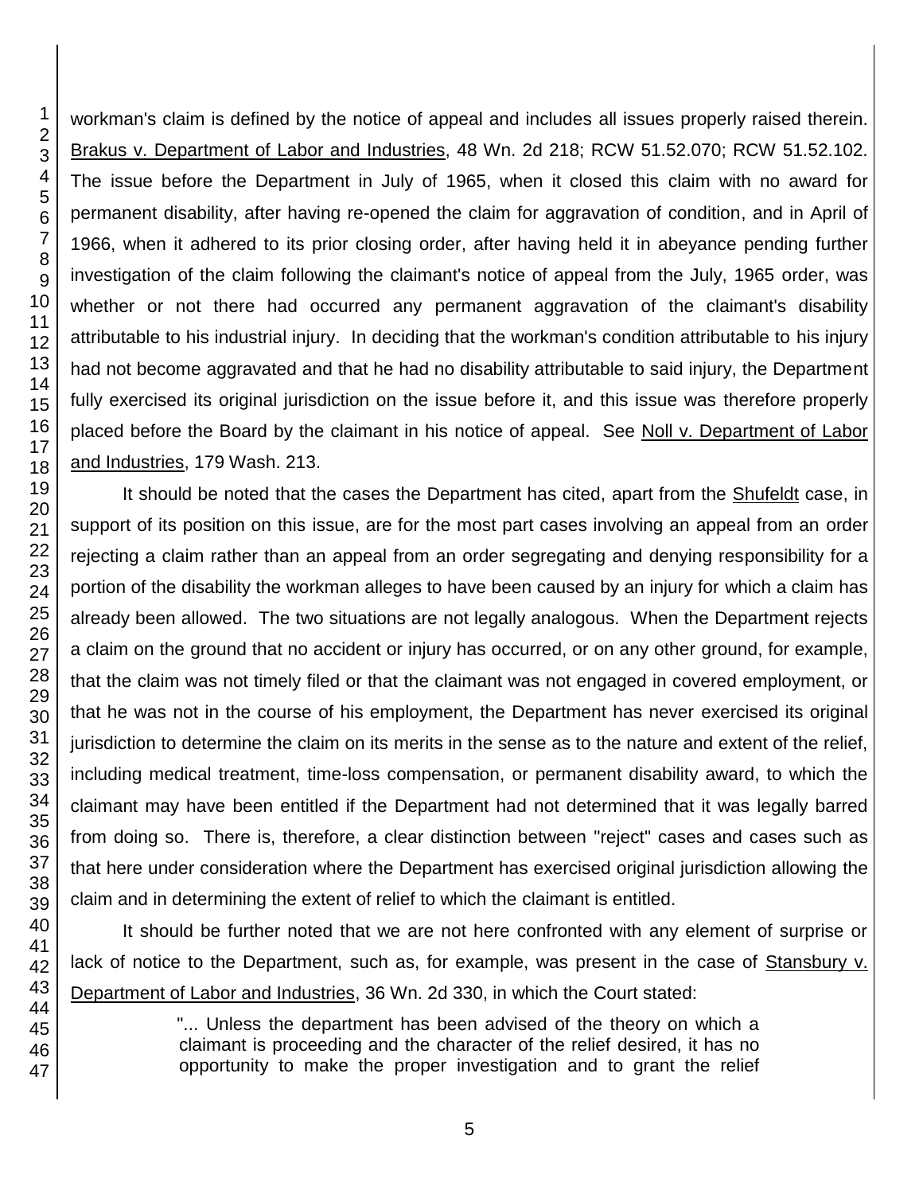workman's claim is defined by the notice of appeal and includes all issues properly raised therein. Brakus v. Department of Labor and Industries, 48 Wn. 2d 218; RCW 51.52.070; RCW 51.52.102. The issue before the Department in July of 1965, when it closed this claim with no award for permanent disability, after having re-opened the claim for aggravation of condition, and in April of 1966, when it adhered to its prior closing order, after having held it in abeyance pending further investigation of the claim following the claimant's notice of appeal from the July, 1965 order, was whether or not there had occurred any permanent aggravation of the claimant's disability attributable to his industrial injury. In deciding that the workman's condition attributable to his injury had not become aggravated and that he had no disability attributable to said injury, the Department fully exercised its original jurisdiction on the issue before it, and this issue was therefore properly placed before the Board by the claimant in his notice of appeal. See Noll v. Department of Labor and Industries, 179 Wash. 213.

It should be noted that the cases the Department has cited, apart from the Shufeldt case, in support of its position on this issue, are for the most part cases involving an appeal from an order rejecting a claim rather than an appeal from an order segregating and denying responsibility for a portion of the disability the workman alleges to have been caused by an injury for which a claim has already been allowed. The two situations are not legally analogous. When the Department rejects a claim on the ground that no accident or injury has occurred, or on any other ground, for example, that the claim was not timely filed or that the claimant was not engaged in covered employment, or that he was not in the course of his employment, the Department has never exercised its original jurisdiction to determine the claim on its merits in the sense as to the nature and extent of the relief, including medical treatment, time-loss compensation, or permanent disability award, to which the claimant may have been entitled if the Department had not determined that it was legally barred from doing so. There is, therefore, a clear distinction between "reject" cases and cases such as that here under consideration where the Department has exercised original jurisdiction allowing the claim and in determining the extent of relief to which the claimant is entitled.

It should be further noted that we are not here confronted with any element of surprise or lack of notice to the Department, such as, for example, was present in the case of Stansbury v. Department of Labor and Industries, 36 Wn. 2d 330, in which the Court stated:

> "... Unless the department has been advised of the theory on which a claimant is proceeding and the character of the relief desired, it has no opportunity to make the proper investigation and to grant the relief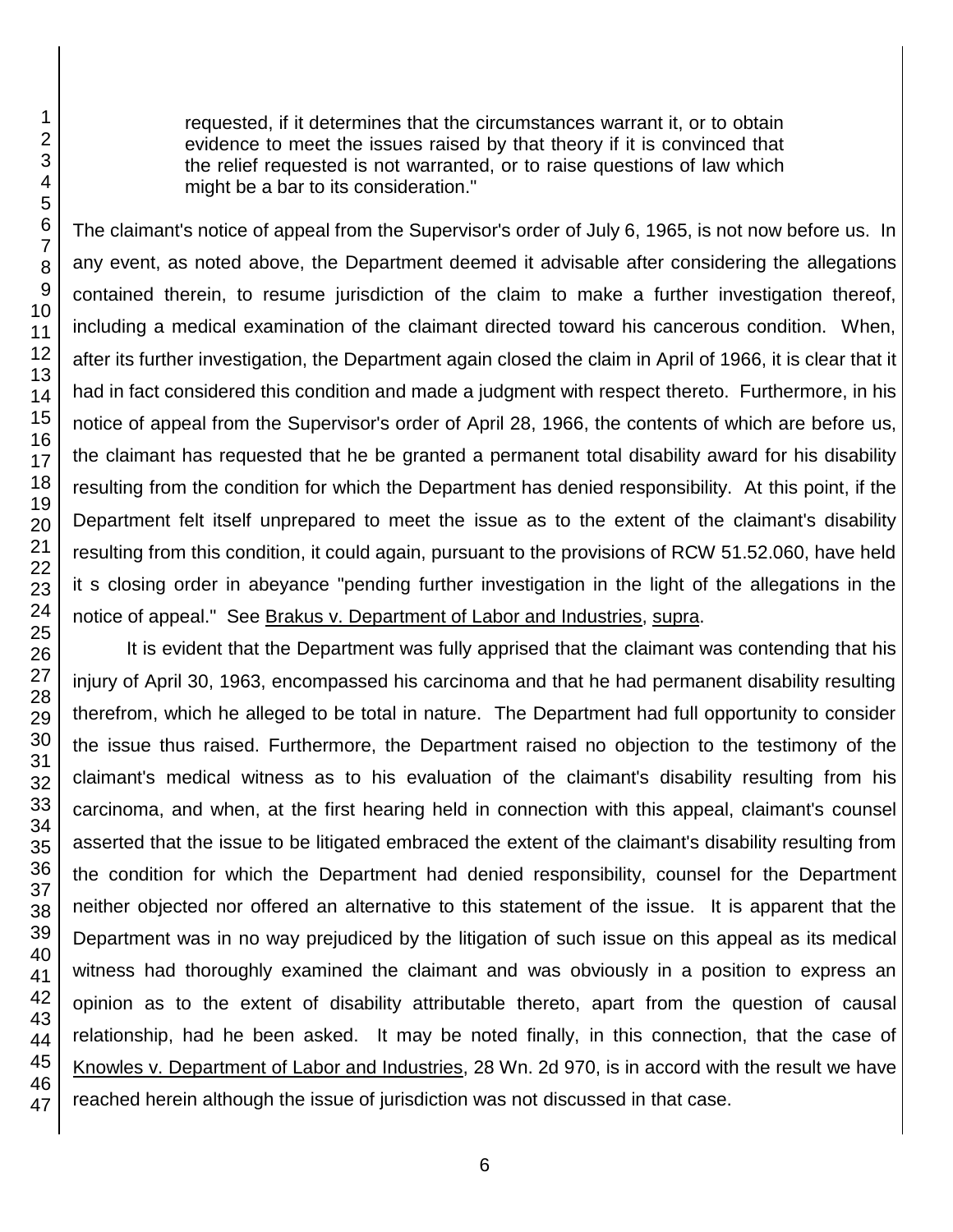requested, if it determines that the circumstances warrant it, or to obtain evidence to meet the issues raised by that theory if it is convinced that the relief requested is not warranted, or to raise questions of law which might be a bar to its consideration."

The claimant's notice of appeal from the Supervisor's order of July 6, 1965, is not now before us. In any event, as noted above, the Department deemed it advisable after considering the allegations contained therein, to resume jurisdiction of the claim to make a further investigation thereof, including a medical examination of the claimant directed toward his cancerous condition. When, after its further investigation, the Department again closed the claim in April of 1966, it is clear that it had in fact considered this condition and made a judgment with respect thereto. Furthermore, in his notice of appeal from the Supervisor's order of April 28, 1966, the contents of which are before us, the claimant has requested that he be granted a permanent total disability award for his disability resulting from the condition for which the Department has denied responsibility. At this point, if the Department felt itself unprepared to meet the issue as to the extent of the claimant's disability resulting from this condition, it could again, pursuant to the provisions of RCW 51.52.060, have held it s closing order in abeyance "pending further investigation in the light of the allegations in the notice of appeal." See Brakus v. Department of Labor and Industries, supra.

It is evident that the Department was fully apprised that the claimant was contending that his injury of April 30, 1963, encompassed his carcinoma and that he had permanent disability resulting therefrom, which he alleged to be total in nature. The Department had full opportunity to consider the issue thus raised. Furthermore, the Department raised no objection to the testimony of the claimant's medical witness as to his evaluation of the claimant's disability resulting from his carcinoma, and when, at the first hearing held in connection with this appeal, claimant's counsel asserted that the issue to be litigated embraced the extent of the claimant's disability resulting from the condition for which the Department had denied responsibility, counsel for the Department neither objected nor offered an alternative to this statement of the issue. It is apparent that the Department was in no way prejudiced by the litigation of such issue on this appeal as its medical witness had thoroughly examined the claimant and was obviously in a position to express an opinion as to the extent of disability attributable thereto, apart from the question of causal relationship, had he been asked. It may be noted finally, in this connection, that the case of Knowles v. Department of Labor and Industries, 28 Wn. 2d 970, is in accord with the result we have reached herein although the issue of jurisdiction was not discussed in that case.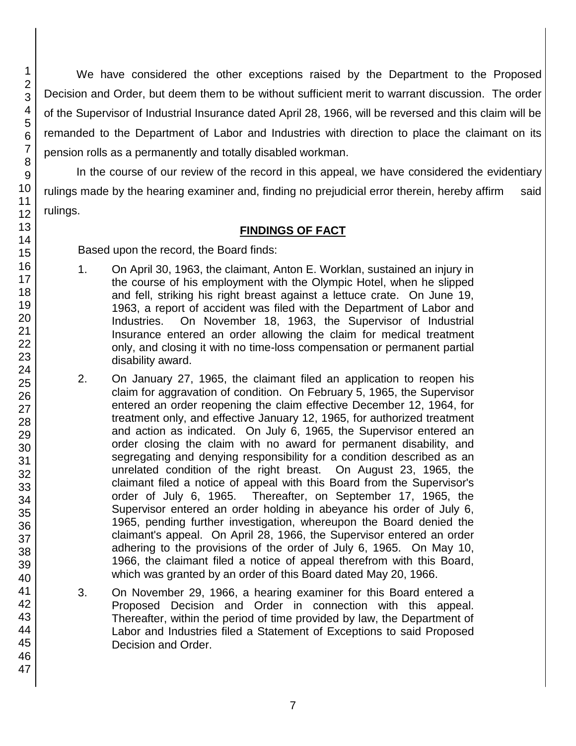We have considered the other exceptions raised by the Department to the Proposed Decision and Order, but deem them to be without sufficient merit to warrant discussion. The order of the Supervisor of Industrial Insurance dated April 28, 1966, will be reversed and this claim will be remanded to the Department of Labor and Industries with direction to place the claimant on its pension rolls as a permanently and totally disabled workman.

In the course of our review of the record in this appeal, we have considered the evidentiary rulings made by the hearing examiner and, finding no prejudicial error therein, hereby affirm said rulings.

## FINDINGS OF FACT

Based upon the record, the Board finds:

1. On April 30, 1963, the claimant, Anton E. Worklan, sustained an injury in the course of his employment with the Olympic Hotel, when he slipped and fell, striking his right breast against a lettuce crate. On June 19, 1963, a report of accident was filed with the Department of Labor and Industries. On November 18, 1963, the Supervisor of Industrial Insurance entered an order allowing the claim for medical treatment only, and closing it with no time-loss compensation or permanent partial disability award.

2. On January 27, 1965, the claimant filed an application to reopen his claim for aggravation of condition. On February 5, 1965, the Supervisor entered an order reopening the claim effective December 12, 1964, for treatment only, and effective January 12, 1965, for authorized treatment and action as indicated. On July 6, 1965, the Supervisor entered an order closing the claim with no award for permanent disability, and segregating and denying responsibility for a condition described as an unrelated condition of the right breast. On August 23, 1965, the claimant filed a notice of appeal with this Board from the Supervisor's order of July 6, 1965. Thereafter, on September 17, 1965, the Supervisor entered an order holding in abeyance his order of July 6, 1965, pending further investigation, whereupon the Board denied the claimant's appeal. On April 28, 1966, the Supervisor entered an order adhering to the provisions of the order of July 6, 1965. On May 10, 1966, the claimant filed a notice of appeal therefrom with this Board, which was granted by an order of this Board dated May 20, 1966.

3. On November 29, 1966, a hearing examiner for this Board entered a Proposed Decision and Order in connection with this appeal. Thereafter, within the period of time provided by law, the Department of Labor and Industries filed a Statement of Exceptions to said Proposed Decision and Order.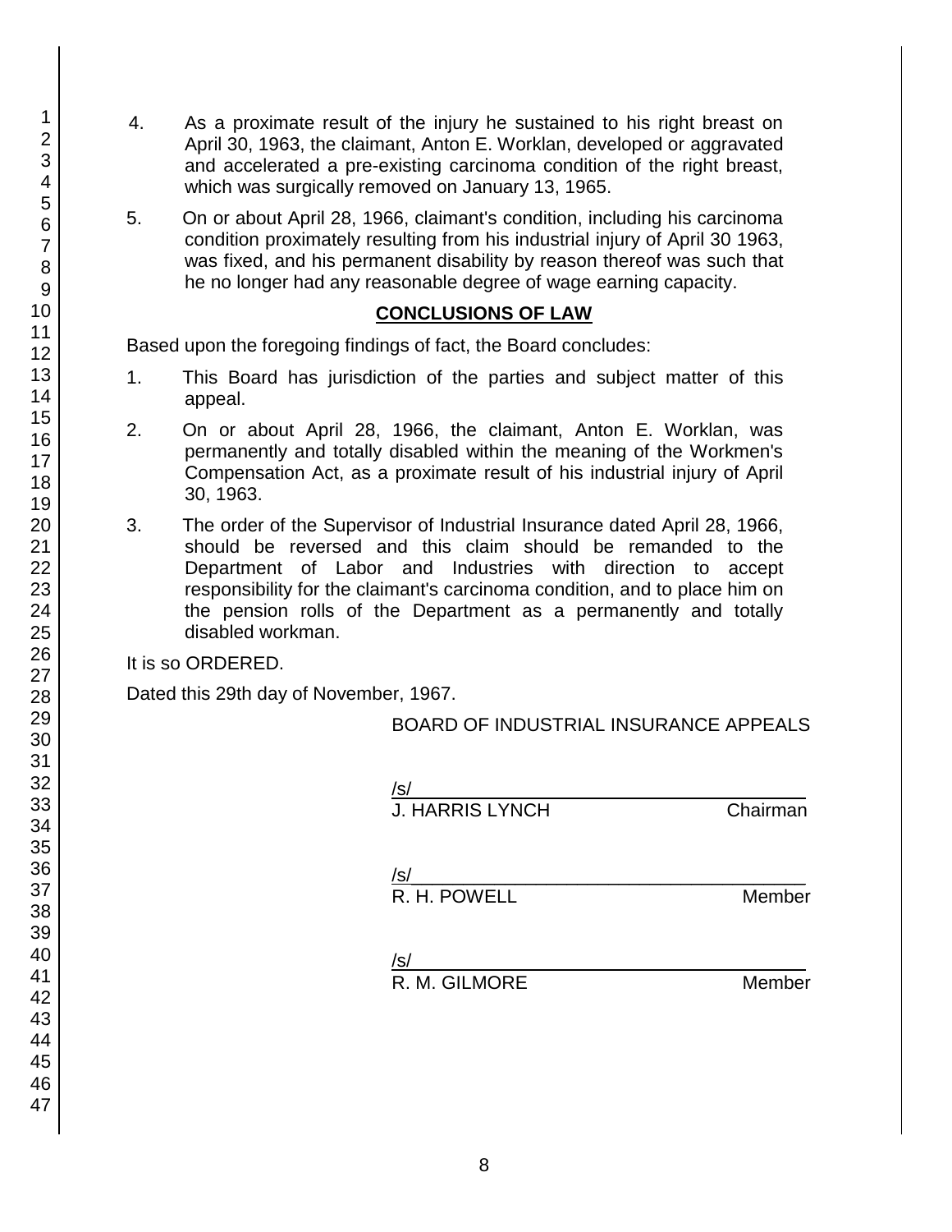4. As a proximate result of the injury he sustained to his right breast on April 30, 1963, the claimant, Anton E. Worklan, developed or aggravated and accelerated a pre-existing carcinoma condition of the right breast, which was surgically removed on January 13, 1965.

5. On or about April 28, 1966, claimant's condition, including his carcinoma condition proximately resulting from his industrial injury of April 30 1963, was fixed, and his permanent disability by reason thereof was such that he no longer had any reasonable degree of wage earning capacity.

## CONCLUSIONS OF LAW

Based upon the foregoing findings of fact, the Board concludes:

1. This Board has jurisdiction of the parties and subject matter of this appeal.

2. On or about April 28, 1966, the claimant, Anton E. Worklan, was permanently and totally disabled within the meaning of the Workmen's Compensation Act, as a proximate result of his industrial injury of April 30, 1963.

3. The order of the Supervisor of Industrial Insurance dated April 28, 1966, should be reversed and this claim should be remanded to the Department of Labor and Industries with direction to accept responsibility for the claimant's carcinoma condition, and to place him on the pension rolls of the Department as a permanently and totally disabled workman.

It is so ORDERED.

Dated this 29th day of November, 1967.

BOARD OF INDUSTRIAL INSURANCE APPEALS

/s/
J. HARRIS LYNCH Chairman

/s/
R. H. POWELL Member

/s/
R. M. GILMORE Member